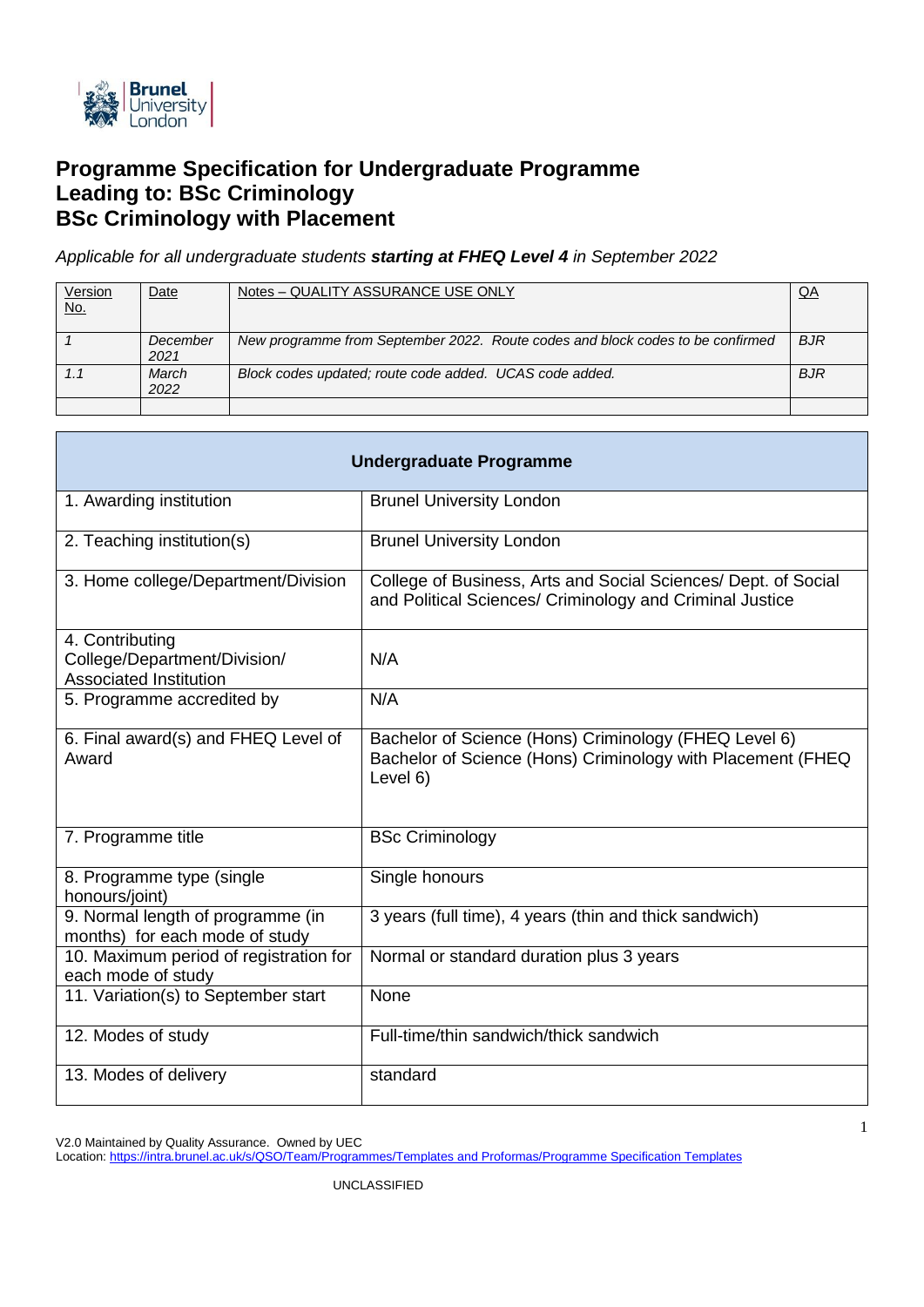# Programme Specification for Undergraduate Programme Leading to: BSc Criminology BSc Criminology with Placement

*Applicable for all undergraduate students* ***starting at FHEQ Level 4*** *in September 2022*

| Version No. | Date | Notes – QUALITY ASSURANCE USE ONLY | QA |
|---|---|---|---|
| *1* | *December 2021* | *New programme from September 2022. Route codes and block codes to be confirmed* | *BJR* |
| *1.1* | *March 2022* | *Block codes updated; route code added. UCAS code added.* | *BJR* |
| | | | |

| Undergraduate Programme | |
|---|---|
| 1. Awarding institution | Brunel University London |
| 2. Teaching institution(s) | Brunel University London |
| 3. Home college/Department/Division | College of Business, Arts and Social Sciences/ Dept. of Social and Political Sciences/ Criminology and Criminal Justice |
| 4. Contributing College/Department/Division/ Associated Institution | N/A |
| 5. Programme accredited by | N/A |
| 6. Final award(s) and FHEQ Level of Award | Bachelor of Science (Hons) Criminology (FHEQ Level 6)<br>Bachelor of Science (Hons) Criminology with Placement (FHEQ Level 6) |
| 7. Programme title | BSc Criminology |
| 8. Programme type (single honours/joint) | Single honours |
| 9. Normal length of programme (in months) for each mode of study | 3 years (full time), 4 years (thin and thick sandwich) |
| 10. Maximum period of registration for each mode of study | Normal or standard duration plus 3 years |
| 11. Variation(s) to September start | None |
| 12. Modes of study | Full-time/thin sandwich/thick sandwich |
| 13. Modes of delivery | standard |

V2.0 Maintained by Quality Assurance. Owned by UEC
Location: https://intra.brunel.ac.uk/s/QSO/Team/Programmes/Templates and Proformas/Programme Specification Templates

UNCLASSIFIED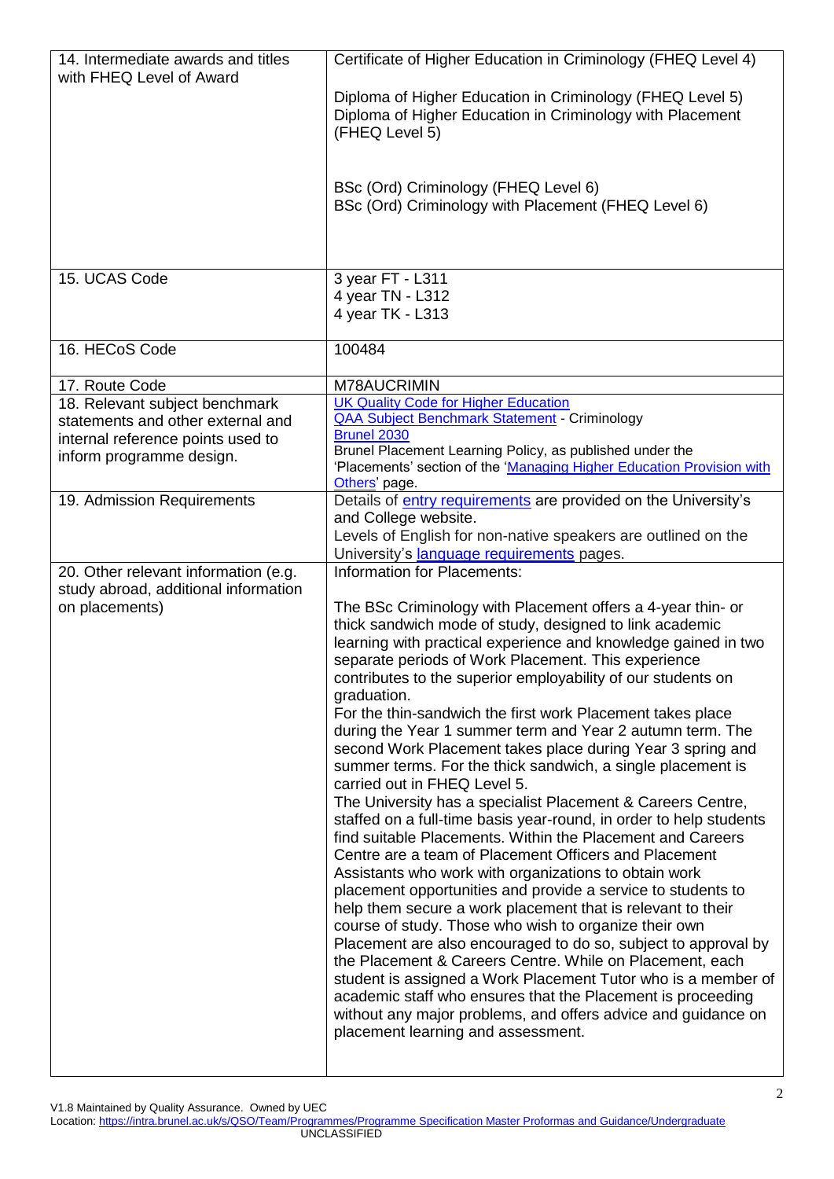| | |
|---|---|
| 14. Intermediate awards and titles with FHEQ Level of Award | Certificate of Higher Education in Criminology (FHEQ Level 4)<br><br>Diploma of Higher Education in Criminology (FHEQ Level 5)<br>Diploma of Higher Education in Criminology with Placement (FHEQ Level 5)<br><br>BSc (Ord) Criminology (FHEQ Level 6)<br>BSc (Ord) Criminology with Placement (FHEQ Level 6) |
| 15. UCAS Code | 3 year FT - L311<br>4 year TN - L312<br>4 year TK - L313 |
| 16. HECoS Code | 100484 |
| 17. Route Code | M78AUCRIMIN |
| 18. Relevant subject benchmark statements and other external and internal reference points used to inform programme design. | UK Quality Code for Higher Education<br>QAA Subject Benchmark Statement - Criminology<br>Brunel 2030<br>Brunel Placement Learning Policy, as published under the 'Placements' section of the 'Managing Higher Education Provision with Others' page. |
| 19. Admission Requirements | Details of entry requirements are provided on the University's and College website.<br>Levels of English for non-native speakers are outlined on the University's language requirements pages. |
| 20. Other relevant information (e.g. study abroad, additional information on placements) | Information for Placements:<br><br>The BSc Criminology with Placement offers a 4-year thin- or thick sandwich mode of study, designed to link academic learning with practical experience and knowledge gained in two separate periods of Work Placement. This experience contributes to the superior employability of our students on graduation.<br>For the thin-sandwich the first work Placement takes place during the Year 1 summer term and Year 2 autumn term. The second Work Placement takes place during Year 3 spring and summer terms. For the thick sandwich, a single placement is carried out in FHEQ Level 5.<br>The University has a specialist Placement & Careers Centre, staffed on a full-time basis year-round, in order to help students find suitable Placements. Within the Placement and Careers Centre are a team of Placement Officers and Placement Assistants who work with organizations to obtain work placement opportunities and provide a service to students to help them secure a work placement that is relevant to their course of study. Those who wish to organize their own Placement are also encouraged to do so, subject to approval by the Placement & Careers Centre. While on Placement, each student is assigned a Work Placement Tutor who is a member of academic staff who ensures that the Placement is proceeding without any major problems, and offers advice and guidance on placement learning and assessment. |

V1.8 Maintained by Quality Assurance. Owned by UEC
Location: https://intra.brunel.ac.uk/s/QSO/Team/Programmes/Programme Specification Master Proformas and Guidance/Undergraduate
UNCLASSIFIED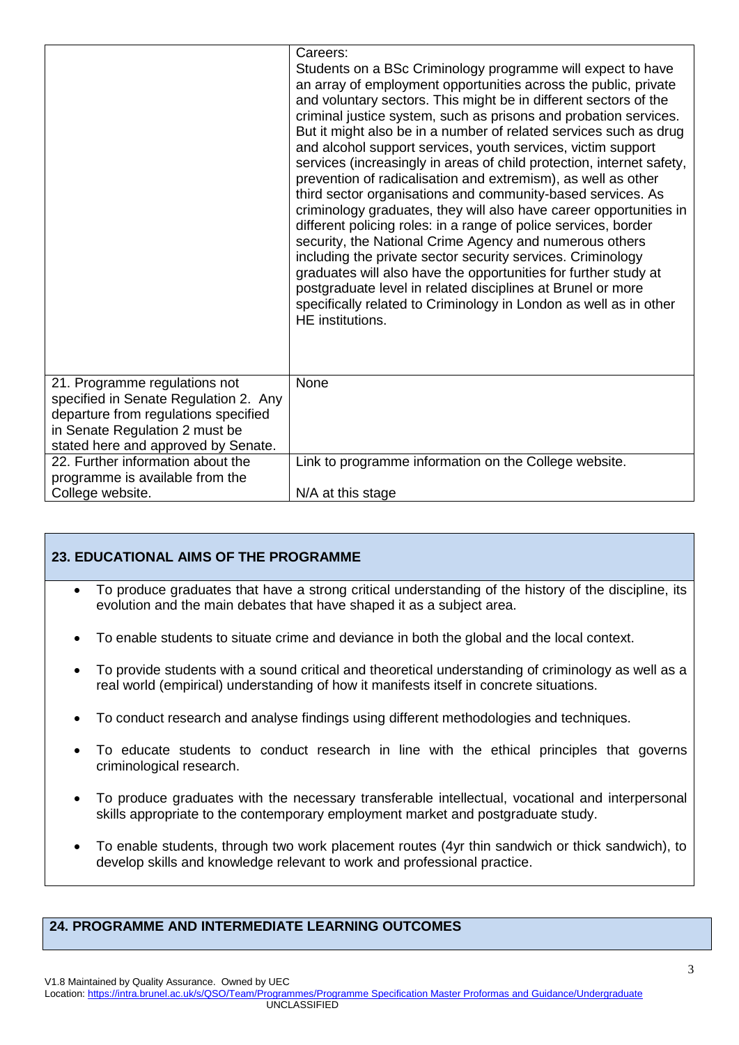| | |
|---|---|
| | Careers:<br>Students on a BSc Criminology programme will expect to have an array of employment opportunities across the public, private and voluntary sectors. This might be in different sectors of the criminal justice system, such as prisons and probation services. But it might also be in a number of related services such as drug and alcohol support services, youth services, victim support services (increasingly in areas of child protection, internet safety, prevention of radicalisation and extremism), as well as other third sector organisations and community-based services. As criminology graduates, they will also have career opportunities in different policing roles: in a range of police services, border security, the National Crime Agency and numerous others including the private sector security services. Criminology graduates will also have the opportunities for further study at postgraduate level in related disciplines at Brunel or more specifically related to Criminology in London as well as in other HE institutions. |
| 21. Programme regulations not specified in Senate Regulation 2. Any departure from regulations specified in Senate Regulation 2 must be stated here and approved by Senate. | None |
| 22. Further information about the programme is available from the College website. | Link to programme information on the College website.<br><br>N/A at this stage |

## 23. EDUCATIONAL AIMS OF THE PROGRAMME

- To produce graduates that have a strong critical understanding of the history of the discipline, its evolution and the main debates that have shaped it as a subject area.
- To enable students to situate crime and deviance in both the global and the local context.
- To provide students with a sound critical and theoretical understanding of criminology as well as a real world (empirical) understanding of how it manifests itself in concrete situations.
- To conduct research and analyse findings using different methodologies and techniques.
- To educate students to conduct research in line with the ethical principles that governs criminological research.
- To produce graduates with the necessary transferable intellectual, vocational and interpersonal skills appropriate to the contemporary employment market and postgraduate study.
- To enable students, through two work placement routes (4yr thin sandwich or thick sandwich), to develop skills and knowledge relevant to work and professional practice.

## 24. PROGRAMME AND INTERMEDIATE LEARNING OUTCOMES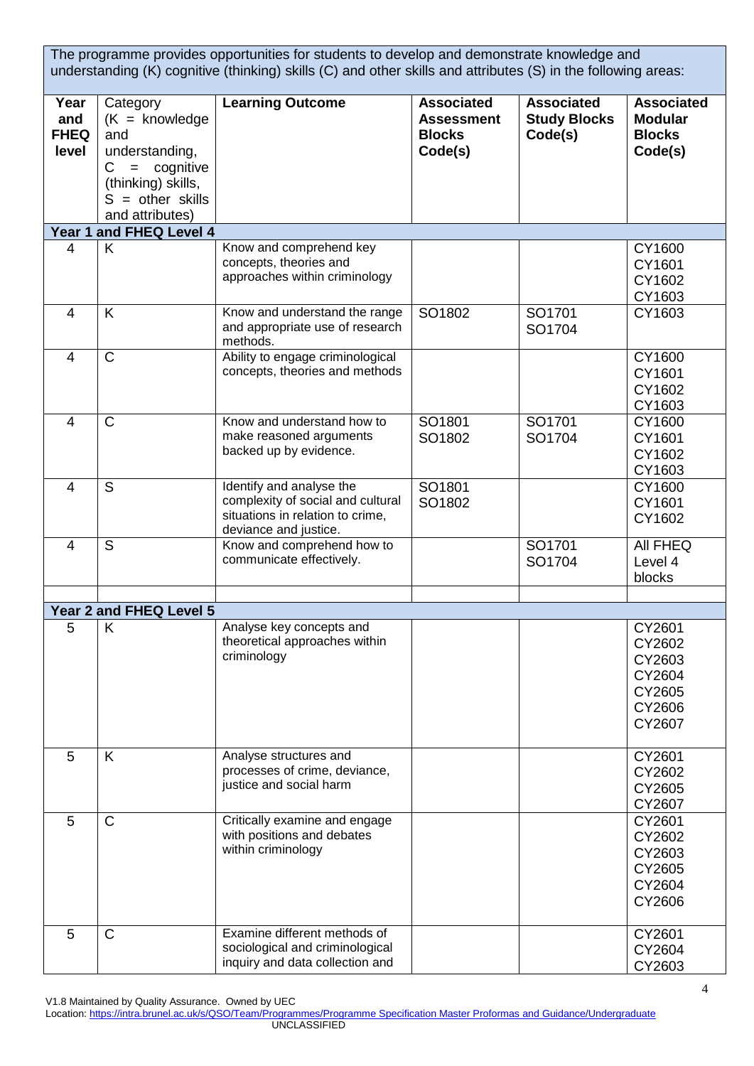| The programme provides opportunities for students to develop and demonstrate knowledge and understanding (K) cognitive (thinking) skills (C) and other skills and attributes (S) in the following areas: | | | | | |
|---|---|---|---|---|---|
| **Year and FHEQ level** | Category (K = knowledge and understanding, C = cognitive (thinking) skills, S = other skills and attributes) | **Learning Outcome** | **Associated Assessment Blocks Code(s)** | **Associated Study Blocks Code(s)** | **Associated Modular Blocks Code(s)** |
| **Year 1 and FHEQ Level 4** | | | | | |
| 4 | K | Know and comprehend key concepts, theories and approaches within criminology | | | CY1600<br>CY1601<br>CY1602<br>CY1603 |
| 4 | K | Know and understand the range and appropriate use of research methods. | SO1802 | SO1701<br>SO1704 | CY1603 |
| 4 | C | Ability to engage criminological concepts, theories and methods | | | CY1600<br>CY1601<br>CY1602<br>CY1603 |
| 4 | C | Know and understand how to make reasoned arguments backed up by evidence. | SO1801<br>SO1802 | SO1701<br>SO1704 | CY1600<br>CY1601<br>CY1602<br>CY1603 |
| 4 | S | Identify and analyse the complexity of social and cultural situations in relation to crime, deviance and justice. | SO1801<br>SO1802 | | CY1600<br>CY1601<br>CY1602 |
| 4 | S | Know and comprehend how to communicate effectively. | | SO1701<br>SO1704 | All FHEQ Level 4 blocks |
| | | | | | |
| **Year 2 and FHEQ Level 5** | | | | | |
| 5 | K | Analyse key concepts and theoretical approaches within criminology | | | CY2601<br>CY2602<br>CY2603<br>CY2604<br>CY2605<br>CY2606<br>CY2607 |
| 5 | K | Analyse structures and processes of crime, deviance, justice and social harm | | | CY2601<br>CY2602<br>CY2605<br>CY2607 |
| 5 | C | Critically examine and engage with positions and debates within criminology | | | CY2601<br>CY2602<br>CY2603<br>CY2605<br>CY2604<br>CY2606 |
| 5 | C | Examine different methods of sociological and criminological inquiry and data collection and | | | CY2601<br>CY2604<br>CY2603 |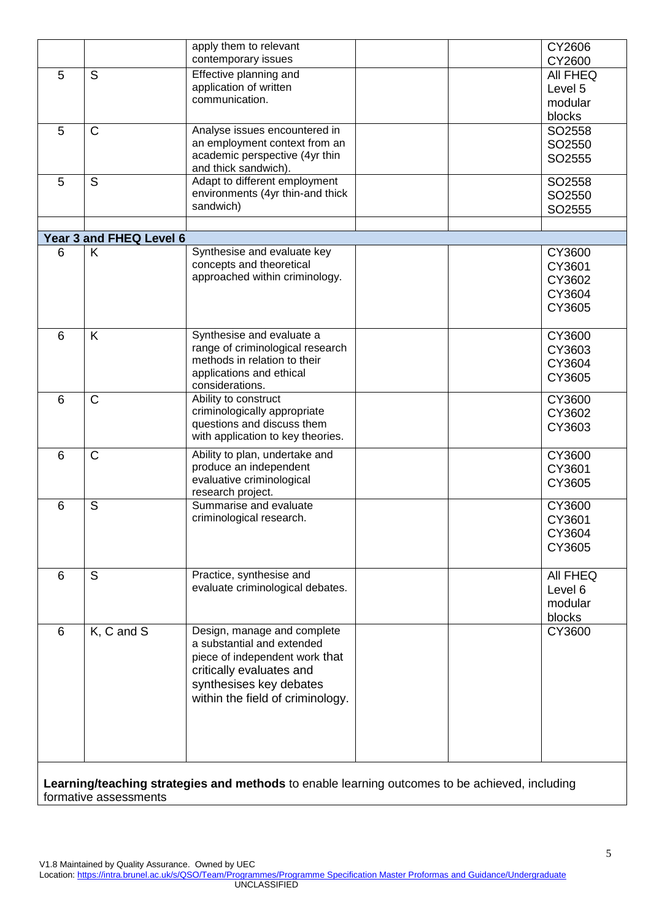| | | | | | |
|---|---|---|---|---|---|
| | | apply them to relevant contemporary issues | | | CY2606 CY2600 |
| 5 | S | Effective planning and application of written communication. | | | All FHEQ Level 5 modular blocks |
| 5 | C | Analyse issues encountered in an employment context from an academic perspective (4yr thin and thick sandwich). | | | SO2558 SO2550 SO2555 |
| 5 | S | Adapt to different employment environments (4yr thin-and thick sandwich) | | | SO2558 SO2550 SO2555 |
| | | | | | |
| **Year 3 and FHEQ Level 6** | | | | | |
| 6 | K | Synthesise and evaluate key concepts and theoretical approached within criminology. | | | CY3600 CY3601 CY3602 CY3604 CY3605 |
| 6 | K | Synthesise and evaluate a range of criminological research methods in relation to their applications and ethical considerations. | | | CY3600 CY3603 CY3604 CY3605 |
| 6 | C | Ability to construct criminologically appropriate questions and discuss them with application to key theories. | | | CY3600 CY3602 CY3603 |
| 6 | C | Ability to plan, undertake and produce an independent evaluative criminological research project. | | | CY3600 CY3601 CY3605 |
| 6 | S | Summarise and evaluate criminological research. | | | CY3600 CY3601 CY3604 CY3605 |
| 6 | S | Practice, synthesise and evaluate criminological debates. | | | All FHEQ Level 6 modular blocks |
| 6 | K, C and S | Design, manage and complete a substantial and extended piece of independent work that critically evaluates and synthesises key debates within the field of criminology. | | | CY3600 |

**Learning/teaching strategies and methods** to enable learning outcomes to be achieved, including formative assessments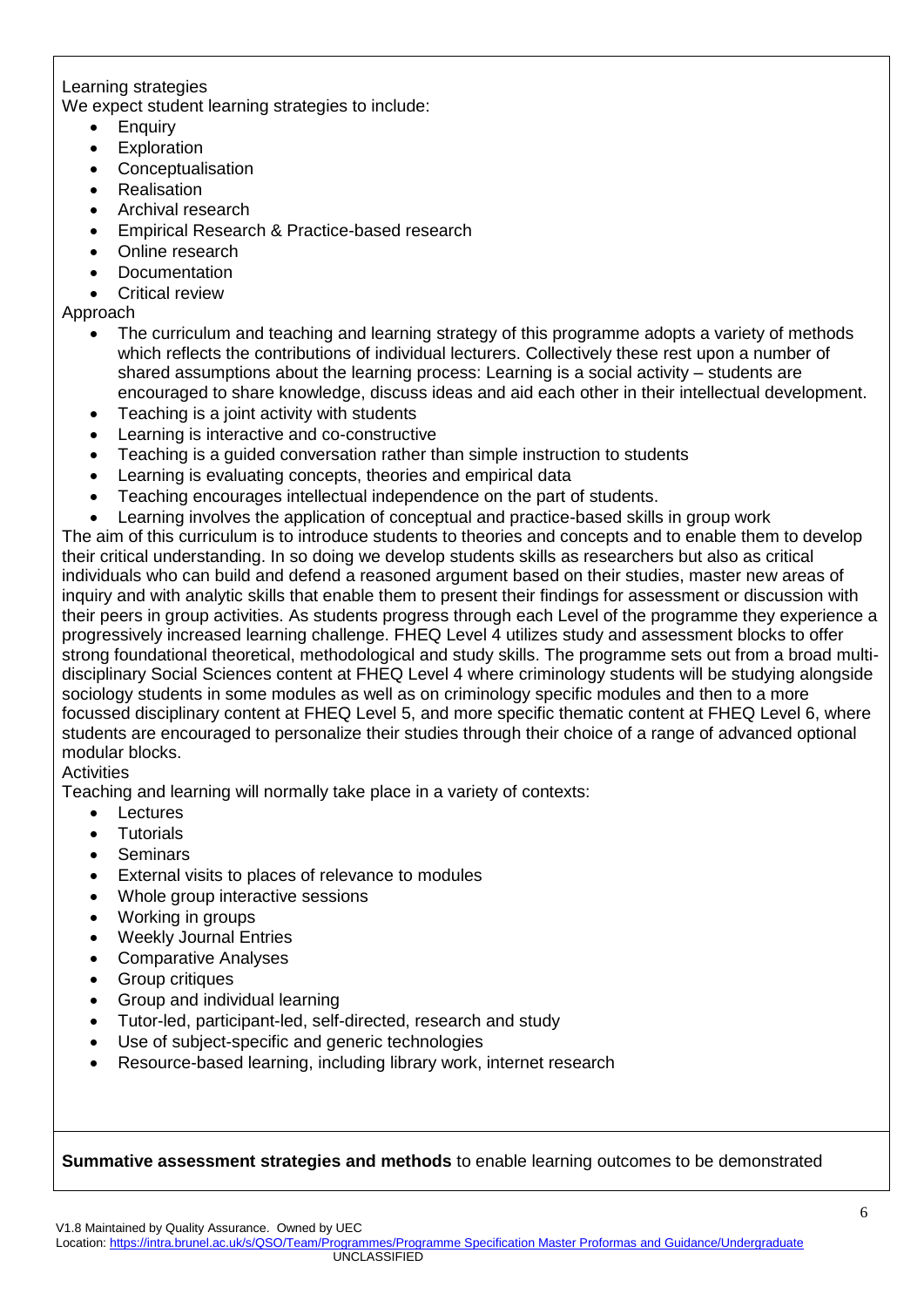Learning strategies

We expect student learning strategies to include:

- Enquiry
- Exploration
- Conceptualisation
- Realisation
- Archival research
- Empirical Research & Practice-based research
- Online research
- Documentation
- Critical review

Approach

- The curriculum and teaching and learning strategy of this programme adopts a variety of methods which reflects the contributions of individual lecturers. Collectively these rest upon a number of shared assumptions about the learning process: Learning is a social activity – students are encouraged to share knowledge, discuss ideas and aid each other in their intellectual development.
- Teaching is a joint activity with students
- Learning is interactive and co-constructive
- Teaching is a guided conversation rather than simple instruction to students
- Learning is evaluating concepts, theories and empirical data
- Teaching encourages intellectual independence on the part of students.
- Learning involves the application of conceptual and practice-based skills in group work

The aim of this curriculum is to introduce students to theories and concepts and to enable them to develop their critical understanding. In so doing we develop students skills as researchers but also as critical individuals who can build and defend a reasoned argument based on their studies, master new areas of inquiry and with analytic skills that enable them to present their findings for assessment or discussion with their peers in group activities. As students progress through each Level of the programme they experience a progressively increased learning challenge. FHEQ Level 4 utilizes study and assessment blocks to offer strong foundational theoretical, methodological and study skills. The programme sets out from a broad multi-disciplinary Social Sciences content at FHEQ Level 4 where criminology students will be studying alongside sociology students in some modules as well as on criminology specific modules and then to a more focussed disciplinary content at FHEQ Level 5, and more specific thematic content at FHEQ Level 6, where students are encouraged to personalize their studies through their choice of a range of advanced optional modular blocks.

Activities

Teaching and learning will normally take place in a variety of contexts:

- Lectures
- Tutorials
- Seminars
- External visits to places of relevance to modules
- Whole group interactive sessions
- Working in groups
- Weekly Journal Entries
- Comparative Analyses
- Group critiques
- Group and individual learning
- Tutor-led, participant-led, self-directed, research and study
- Use of subject-specific and generic technologies
- Resource-based learning, including library work, internet research

**Summative assessment strategies and methods** to enable learning outcomes to be demonstrated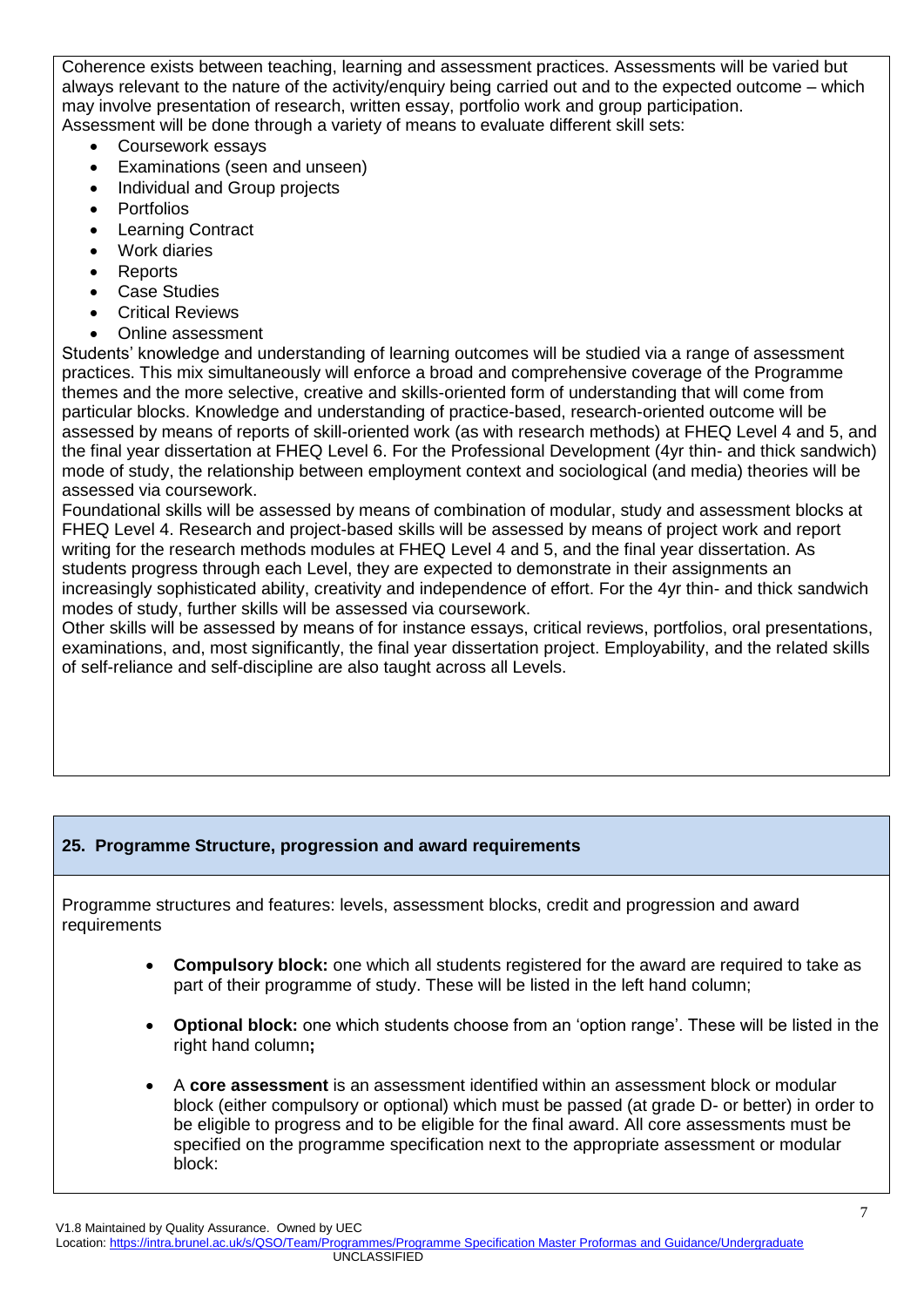Coherence exists between teaching, learning and assessment practices. Assessments will be varied but always relevant to the nature of the activity/enquiry being carried out and to the expected outcome – which may involve presentation of research, written essay, portfolio work and group participation.
Assessment will be done through a variety of means to evaluate different skill sets:

- Coursework essays
- Examinations (seen and unseen)
- Individual and Group projects
- Portfolios
- Learning Contract
- Work diaries
- Reports
- Case Studies
- Critical Reviews
- Online assessment

Students' knowledge and understanding of learning outcomes will be studied via a range of assessment practices. This mix simultaneously will enforce a broad and comprehensive coverage of the Programme themes and the more selective, creative and skills-oriented form of understanding that will come from particular blocks. Knowledge and understanding of practice-based, research-oriented outcome will be assessed by means of reports of skill-oriented work (as with research methods) at FHEQ Level 4 and 5, and the final year dissertation at FHEQ Level 6. For the Professional Development (4yr thin- and thick sandwich) mode of study, the relationship between employment context and sociological (and media) theories will be assessed via coursework.
Foundational skills will be assessed by means of combination of modular, study and assessment blocks at FHEQ Level 4. Research and project-based skills will be assessed by means of project work and report writing for the research methods modules at FHEQ Level 4 and 5, and the final year dissertation. As students progress through each Level, they are expected to demonstrate in their assignments an increasingly sophisticated ability, creativity and independence of effort. For the 4yr thin- and thick sandwich modes of study, further skills will be assessed via coursework.
Other skills will be assessed by means of for instance essays, critical reviews, portfolios, oral presentations, examinations, and, most significantly, the final year dissertation project. Employability, and the related skills of self-reliance and self-discipline are also taught across all Levels.

## 25. Programme Structure, progression and award requirements

Programme structures and features: levels, assessment blocks, credit and progression and award requirements

- **Compulsory block:** one which all students registered for the award are required to take as part of their programme of study. These will be listed in the left hand column;
- **Optional block:** one which students choose from an 'option range'. These will be listed in the right hand column**;**
- A **core assessment** is an assessment identified within an assessment block or modular block (either compulsory or optional) which must be passed (at grade D- or better) in order to be eligible to progress and to be eligible for the final award. All core assessments must be specified on the programme specification next to the appropriate assessment or modular block: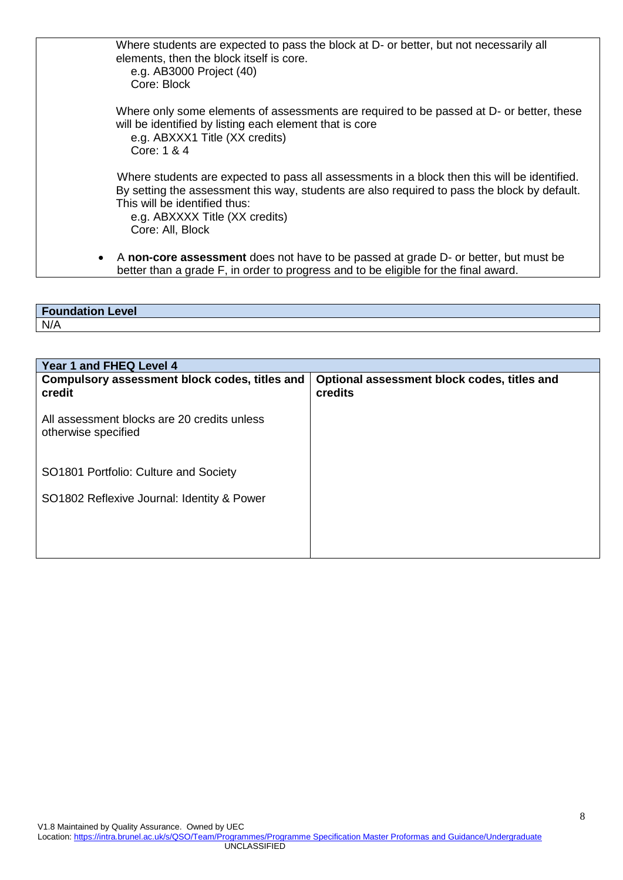Where students are expected to pass the block at D- or better, but not necessarily all elements, then the block itself is core.

e.g. AB3000 Project (40)
Core: Block

Where only some elements of assessments are required to be passed at D- or better, these will be identified by listing each element that is core

e.g. ABXXX1 Title (XX credits)
Core: 1 & 4

Where students are expected to pass all assessments in a block then this will be identified. By setting the assessment this way, students are also required to pass the block by default. This will be identified thus:

e.g. ABXXXX Title (XX credits)
Core: All, Block

- A **non-core assessment** does not have to be passed at grade D- or better, but must be better than a grade F, in order to progress and to be eligible for the final award.

| **Foundation Level** |
| --- |
| N/A |

| **Year 1 and FHEQ Level 4** | |
| --- | --- |
| **Compulsory assessment block codes, titles and credit** | **Optional assessment block codes, titles and credits** |
| All assessment blocks are 20 credits unless otherwise specified<br><br>SO1801 Portfolio: Culture and Society<br><br>SO1802 Reflexive Journal: Identity & Power | |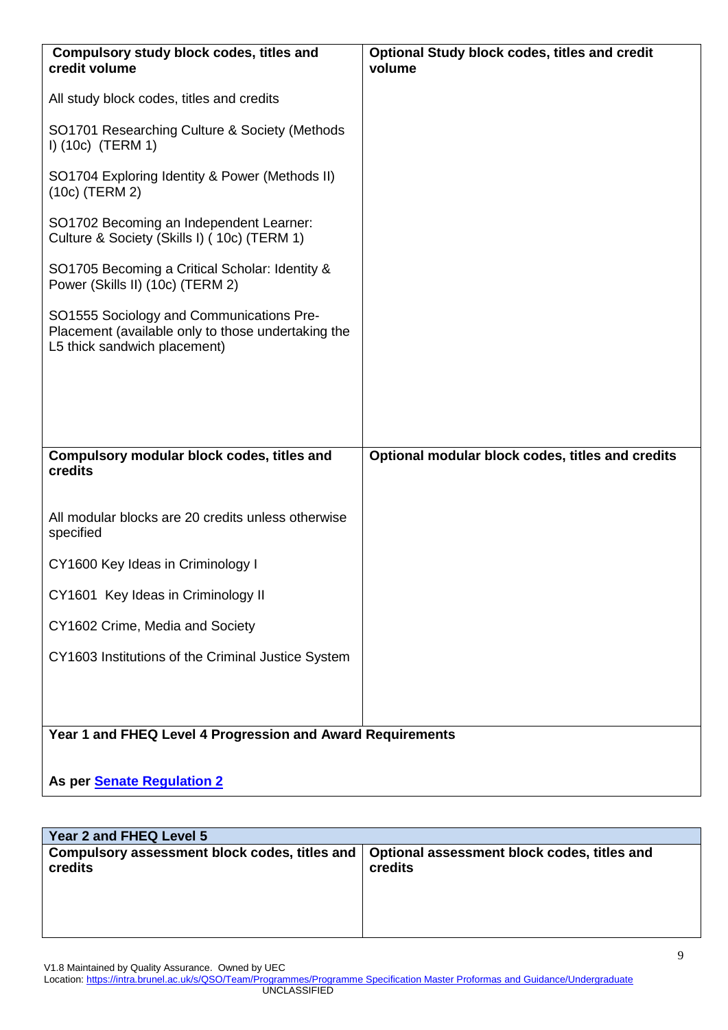| Compulsory study block codes, titles and credit volume | Optional Study block codes, titles and credit volume |
|---|---|
| All study block codes, titles and credits<br><br>SO1701 Researching Culture & Society (Methods I) (10c) (TERM 1)<br><br>SO1704 Exploring Identity & Power (Methods II) (10c) (TERM 2)<br><br>SO1702 Becoming an Independent Learner: Culture & Society (Skills I) ( 10c) (TERM 1)<br><br>SO1705 Becoming a Critical Scholar: Identity & Power (Skills II) (10c) (TERM 2)<br><br>SO1555 Sociology and Communications Pre-Placement (available only to those undertaking the L5 thick sandwich placement) | |
| **Compulsory modular block codes, titles and credits** | **Optional modular block codes, titles and credits** |
| All modular blocks are 20 credits unless otherwise specified<br><br>CY1600 Key Ideas in Criminology I<br><br>CY1601 Key Ideas in Criminology II<br><br>CY1602 Crime, Media and Society<br><br>CY1603 Institutions of the Criminal Justice System | |
| **Year 1 and FHEQ Level 4 Progression and Award Requirements**<br><br>**As per [Senate Regulation 2]** | |

| Year 2 and FHEQ Level 5 | |
|---|---|
| **Compulsory assessment block codes, titles and credits** | **Optional assessment block codes, titles and credits** |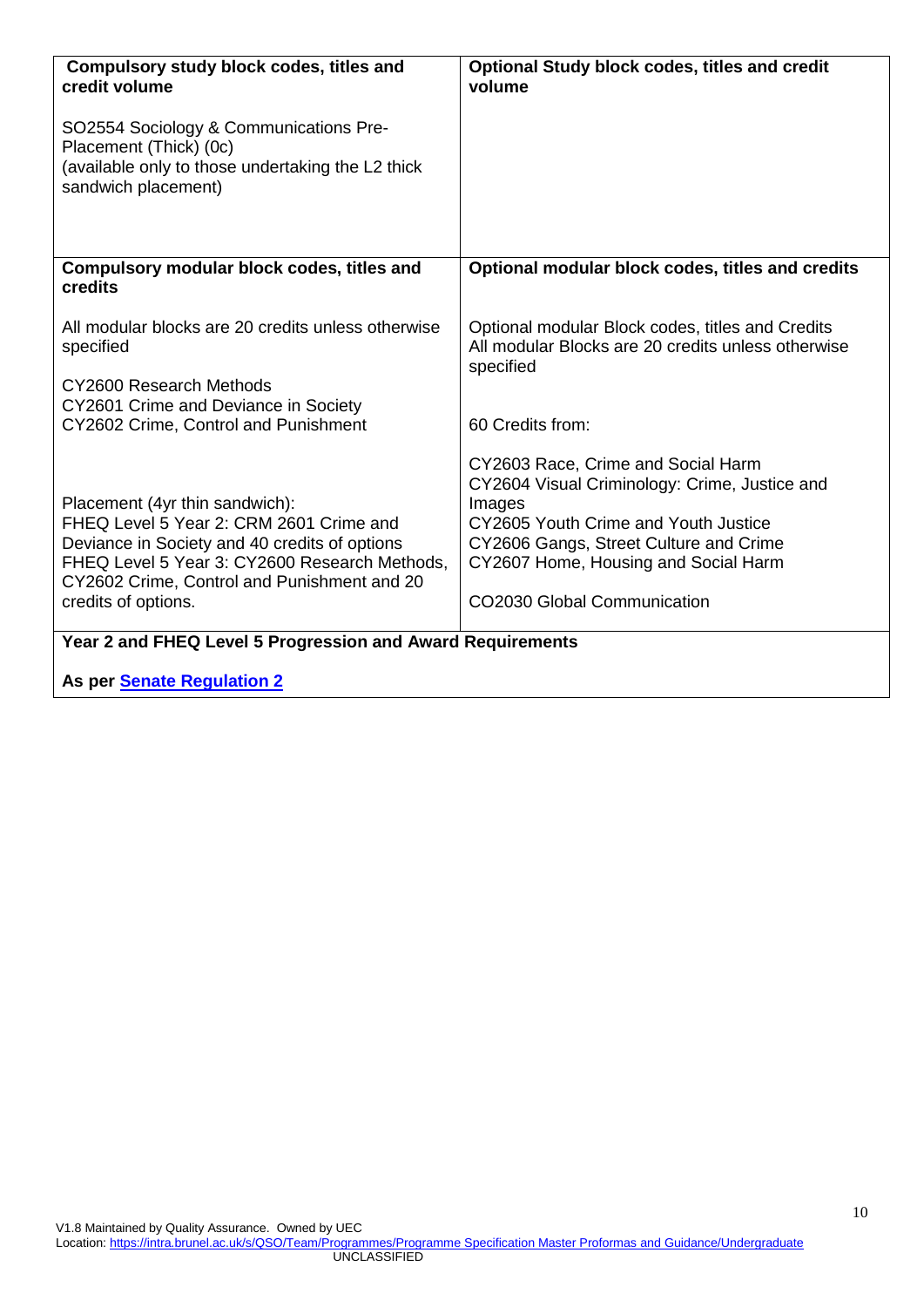| Compulsory study block codes, titles and credit volume | Optional Study block codes, titles and credit volume |
|---|---|
| SO2554 Sociology & Communications Pre-Placement (Thick) (0c)<br>(available only to those undertaking the L2 thick sandwich placement) | |
| **Compulsory modular block codes, titles and credits** | **Optional modular block codes, titles and credits** |
| All modular blocks are 20 credits unless otherwise specified<br><br>CY2600 Research Methods<br>CY2601 Crime and Deviance in Society<br>CY2602 Crime, Control and Punishment<br><br>Placement (4yr thin sandwich):<br>FHEQ Level 5 Year 2: CRM 2601 Crime and Deviance in Society and 40 credits of options<br>FHEQ Level 5 Year 3: CY2600 Research Methods, CY2602 Crime, Control and Punishment and 20 credits of options. | Optional modular Block codes, titles and Credits<br>All modular Blocks are 20 credits unless otherwise specified<br><br>60 Credits from:<br><br>CY2603 Race, Crime and Social Harm<br>CY2604 Visual Criminology: Crime, Justice and Images<br>CY2605 Youth Crime and Youth Justice<br>CY2606 Gangs, Street Culture and Crime<br>CY2607 Home, Housing and Social Harm<br><br>CO2030 Global Communication |
| **Year 2 and FHEQ Level 5 Progression and Award Requirements**<br><br>**As per Senate Regulation 2** | |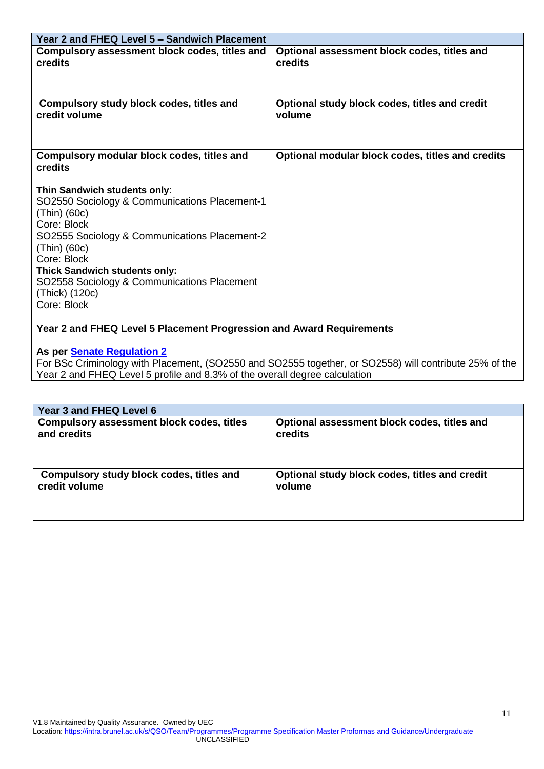| Year 2 and FHEQ Level 5 – Sandwich Placement | |
|---|---|
| **Compulsory assessment block codes, titles and credits** | **Optional assessment block codes, titles and credits** |
| **Compulsory study block codes, titles and credit volume** | **Optional study block codes, titles and credit volume** |
| **Compulsory modular block codes, titles and credits**<br><br>**Thin Sandwich students only**:<br>SO2550 Sociology & Communications Placement-1 (Thin) (60c)<br>Core: Block<br>SO2555 Sociology & Communications Placement-2 (Thin) (60c)<br>Core: Block<br>**Thick Sandwich students only:**<br>SO2558 Sociology & Communications Placement (Thick) (120c)<br>Core: Block | **Optional modular block codes, titles and credits** |
| **Year 2 and FHEQ Level 5 Placement Progression and Award Requirements**<br><br>**As per [Senate Regulation 2]**<br>For BSc Criminology with Placement, (SO2550 and SO2555 together, or SO2558) will contribute 25% of the Year 2 and FHEQ Level 5 profile and 8.3% of the overall degree calculation | |

| Year 3 and FHEQ Level 6 | |
|---|---|
| **Compulsory assessment block codes, titles and credits** | **Optional assessment block codes, titles and credits** |
| **Compulsory study block codes, titles and credit volume** | **Optional study block codes, titles and credit volume** |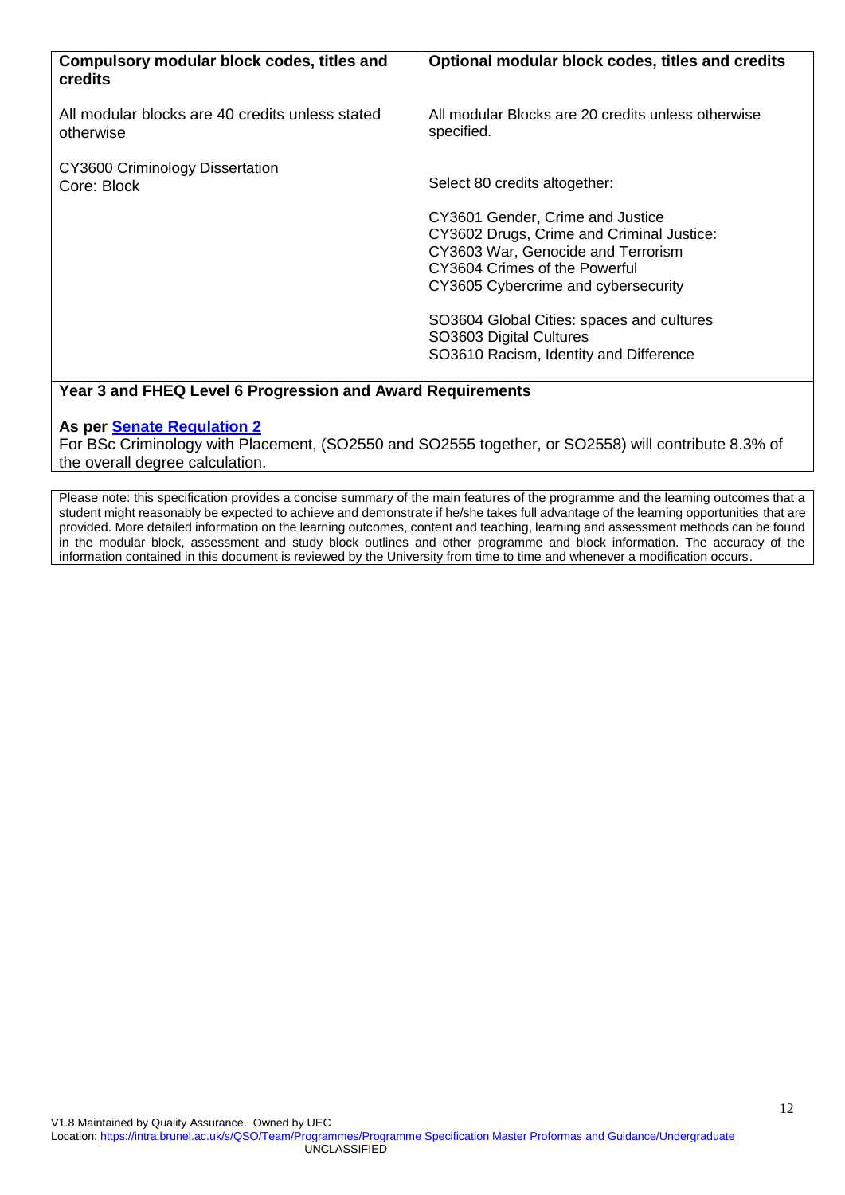| Compulsory modular block codes, titles and credits | Optional modular block codes, titles and credits |
| --- | --- |
| All modular blocks are 40 credits unless stated otherwise<br><br>CY3600 Criminology Dissertation<br>Core: Block | All modular Blocks are 20 credits unless otherwise specified.<br><br>Select 80 credits altogether:<br><br>CY3601 Gender, Crime and Justice<br>CY3602 Drugs, Crime and Criminal Justice:<br>CY3603 War, Genocide and Terrorism<br>CY3604 Crimes of the Powerful<br>CY3605 Cybercrime and cybersecurity<br><br>SO3604 Global Cities: spaces and cultures<br>SO3603 Digital Cultures<br>SO3610 Racism, Identity and Difference |

**Year 3 and FHEQ Level 6 Progression and Award Requirements**

**As per Senate Regulation 2**

For BSc Criminology with Placement, (SO2550 and SO2555 together, or SO2558) will contribute 8.3% of the overall degree calculation.

Please note: this specification provides a concise summary of the main features of the programme and the learning outcomes that a student might reasonably be expected to achieve and demonstrate if he/she takes full advantage of the learning opportunities that are provided. More detailed information on the learning outcomes, content and teaching, learning and assessment methods can be found in the modular block, assessment and study block outlines and other programme and block information. The accuracy of the information contained in this document is reviewed by the University from time to time and whenever a modification occurs.